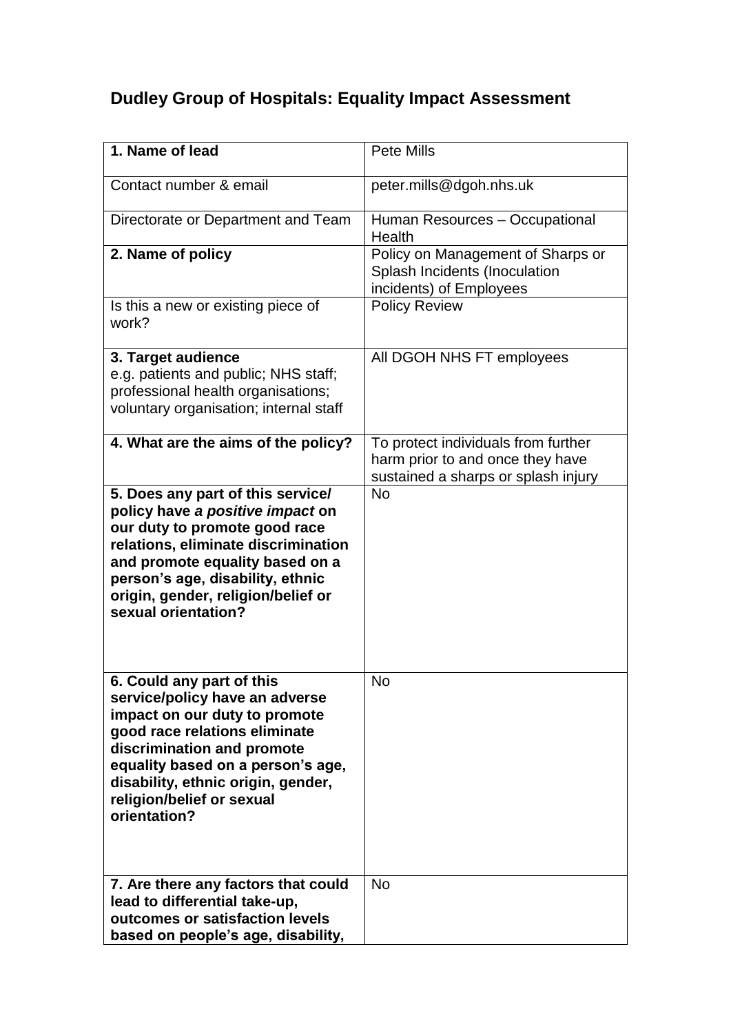# Dudley Group of Hospitals: Equality Impact Assessment

| **1. Name of lead** | Pete Mills |
|---|---|
| Contact number & email | peter.mills@dgoh.nhs.uk |
| Directorate or Department and Team | Human Resources – Occupational Health |
| **2. Name of policy** | Policy on Management of Sharps or Splash Incidents (Inoculation incidents) of Employees |
| Is this a new or existing piece of work? | Policy Review |
| **3. Target audience** e.g. patients and public; NHS staff; professional health organisations; voluntary organisation; internal staff | All DGOH NHS FT employees |
| **4. What are the aims of the policy?** | To protect individuals from further harm prior to and once they have sustained a sharps or splash injury |
| **5. Does any part of this service/ policy have *a positive impact* on our duty to promote good race relations, eliminate discrimination and promote equality based on a person's age, disability, ethnic origin, gender, religion/belief or sexual orientation?** | No |
| **6. Could any part of this service/policy have an adverse impact on our duty to promote good race relations eliminate discrimination and promote equality based on a person's age, disability, ethnic origin, gender, religion/belief or sexual orientation?** | No |
| **7. Are there any factors that could lead to differential take-up, outcomes or satisfaction levels based on people's age, disability,** | No |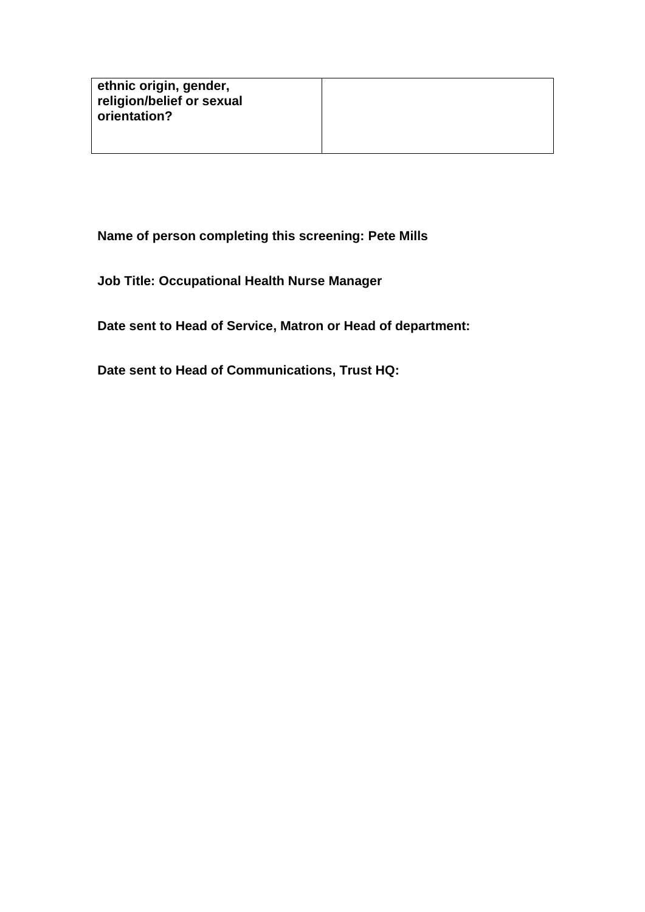| | |
|---|---|
| **ethnic origin, gender, religion/belief or sexual orientation?** | |

**Name of person completing this screening: Pete Mills**

**Job Title: Occupational Health Nurse Manager**

**Date sent to Head of Service, Matron or Head of department:**

**Date sent to Head of Communications, Trust HQ:**